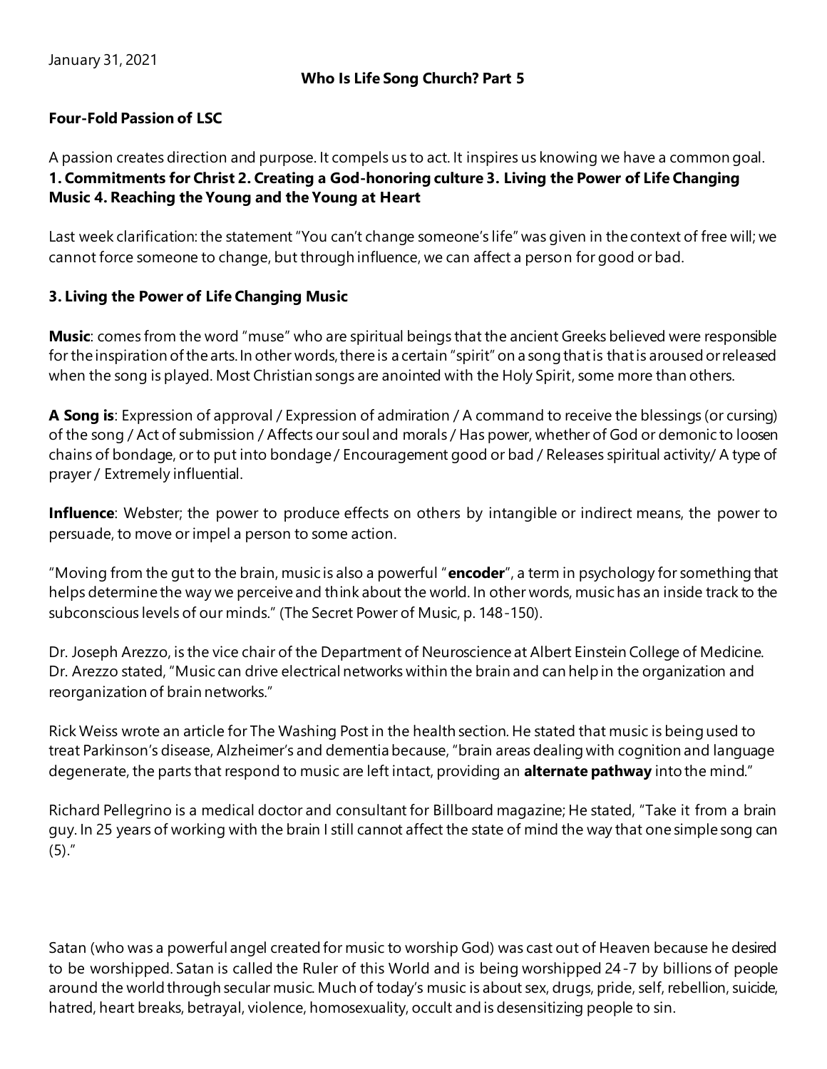January 31, 2021

## Who Is Life Song Church? Part 5

### Four-Fold Passion of LSC

A passion creates direction and purpose. It compels us to act. It inspires us knowing we have a common goal.
**1. Commitments for Christ 2. Creating a God-honoring culture 3. Living the Power of Life Changing Music 4. Reaching the Young and the Young at Heart**

Last week clarification: the statement "You can't change someone's life" was given in the context of free will; we cannot force someone to change, but through influence, we can affect a person for good or bad.

### 3. Living the Power of Life Changing Music

**Music**: comes from the word "muse" who are spiritual beings that the ancient Greeks believed were responsible for the inspiration of the arts. In other words, there is a certain "spirit" on a song that is that is aroused or released when the song is played. Most Christian songs are anointed with the Holy Spirit, some more than others.

**A Song is**: Expression of approval / Expression of admiration / A command to receive the blessings (or cursing) of the song / Act of submission / Affects our soul and morals / Has power, whether of God or demonic to loosen chains of bondage, or to put into bondage / Encouragement good or bad / Releases spiritual activity/ A type of prayer / Extremely influential.

**Influence**: Webster; the power to produce effects on others by intangible or indirect means, the power to persuade, to move or impel a person to some action.

"Moving from the gut to the brain, music is also a powerful "**encoder**", a term in psychology for something that helps determine the way we perceive and think about the world. In other words, music has an inside track to the subconscious levels of our minds." (The Secret Power of Music, p. 148-150).

Dr. Joseph Arezzo, is the vice chair of the Department of Neuroscience at Albert Einstein College of Medicine. Dr. Arezzo stated, "Music can drive electrical networks within the brain and can help in the organization and reorganization of brain networks."

Rick Weiss wrote an article for The Washing Post in the health section. He stated that music is being used to treat Parkinson's disease, Alzheimer's and dementia because, "brain areas dealing with cognition and language degenerate, the parts that respond to music are left intact, providing an **alternate pathway** into the mind."

Richard Pellegrino is a medical doctor and consultant for Billboard magazine; He stated, "Take it from a brain guy. In 25 years of working with the brain I still cannot affect the state of mind the way that one simple song can (5)."

Satan (who was a powerful angel created for music to worship God) was cast out of Heaven because he desired to be worshipped. Satan is called the Ruler of this World and is being worshipped 24-7 by billions of people around the world through secular music. Much of today's music is about sex, drugs, pride, self, rebellion, suicide, hatred, heart breaks, betrayal, violence, homosexuality, occult and is desensitizing people to sin.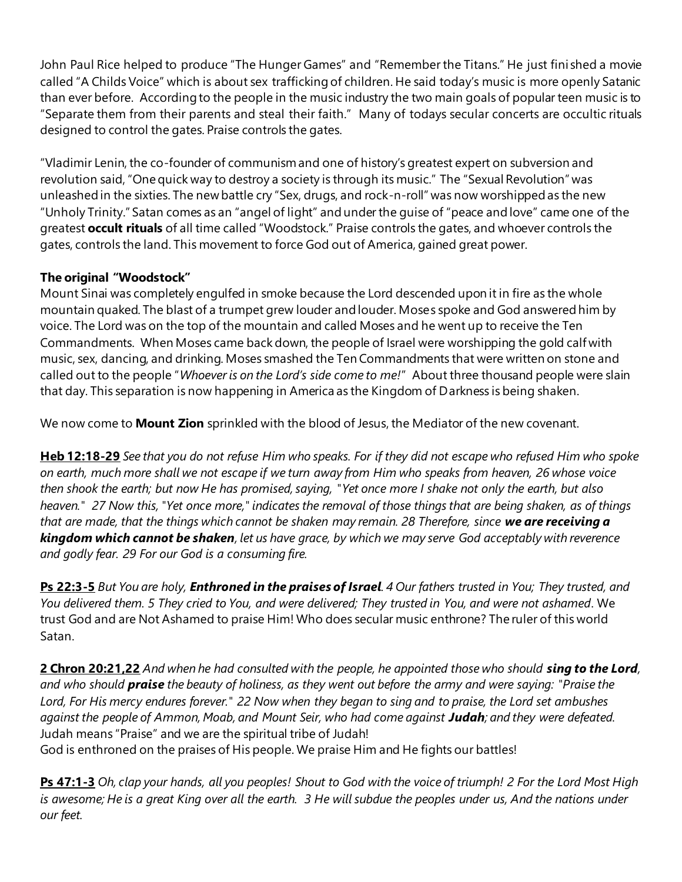John Paul Rice helped to produce "The Hunger Games" and "Remember the Titans." He just finished a movie called "A Childs Voice" which is about sex trafficking of children. He said today's music is more openly Satanic than ever before. According to the people in the music industry the two main goals of popular teen music is to "Separate them from their parents and steal their faith." Many of todays secular concerts are occultic rituals designed to control the gates. Praise controls the gates.

"Vladimir Lenin, the co-founder of communism and one of history's greatest expert on subversion and revolution said, "One quick way to destroy a society is through its music." The "Sexual Revolution" was unleashed in the sixties. The new battle cry "Sex, drugs, and rock-n-roll" was now worshipped as the new "Unholy Trinity." Satan comes as an "angel of light" and under the guise of "peace and love" came one of the greatest **occult rituals** of all time called "Woodstock." Praise controls the gates, and whoever controls the gates, controls the land. This movement to force God out of America, gained great power.

**The original "Woodstock"**
Mount Sinai was completely engulfed in smoke because the Lord descended upon it in fire as the whole mountain quaked. The blast of a trumpet grew louder and louder. Moses spoke and God answered him by voice. The Lord was on the top of the mountain and called Moses and he went up to receive the Ten Commandments. When Moses came back down, the people of Israel were worshipping the gold calf with music, sex, dancing, and drinking. Moses smashed the Ten Commandments that were written on stone and called out to the people "*Whoever is on the Lord's side come to me!*" About three thousand people were slain that day. This separation is now happening in America as the Kingdom of Darkness is being shaken.

We now come to **Mount Zion** sprinkled with the blood of Jesus, the Mediator of the new covenant.

**Heb 12:18-29** *See that you do not refuse Him who speaks. For if they did not escape who refused Him who spoke on earth, much more shall we not escape if we turn away from Him who speaks from heaven, 26 whose voice then shook the earth; but now He has promised, saying, "Yet once more I shake not only the earth, but also heaven." 27 Now this, "Yet once more," indicates the removal of those things that are being shaken, as of things that are made, that the things which cannot be shaken may remain. 28 Therefore, since* ***we are receiving a kingdom which cannot be shaken****, let us have grace, by which we may serve God acceptably with reverence and godly fear. 29 For our God is a consuming fire.*

**Ps 22:3-5** *But You are holy,* ***Enthroned in the praises of Israel****. 4 Our fathers trusted in You; They trusted, and You delivered them. 5 They cried to You, and were delivered; They trusted in You, and were not ashamed*. We trust God and are Not Ashamed to praise Him! Who does secular music enthrone? The ruler of this world Satan.

**2 Chron 20:21,22** *And when he had consulted with the people, he appointed those who should* ***sing to the Lord****, and who should* ***praise*** *the beauty of holiness, as they went out before the army and were saying: "Praise the Lord, For His mercy endures forever." 22 Now when they began to sing and to praise, the Lord set ambushes against the people of Ammon, Moab, and Mount Seir, who had come against* ***Judah****; and they were defeated.*
Judah means "Praise" and we are the spiritual tribe of Judah!
God is enthroned on the praises of His people. We praise Him and He fights our battles!

**Ps 47:1-3** *Oh, clap your hands, all you peoples! Shout to God with the voice of triumph! 2 For the Lord Most High is awesome; He is a great King over all the earth. 3 He will subdue the peoples under us, And the nations under our feet.*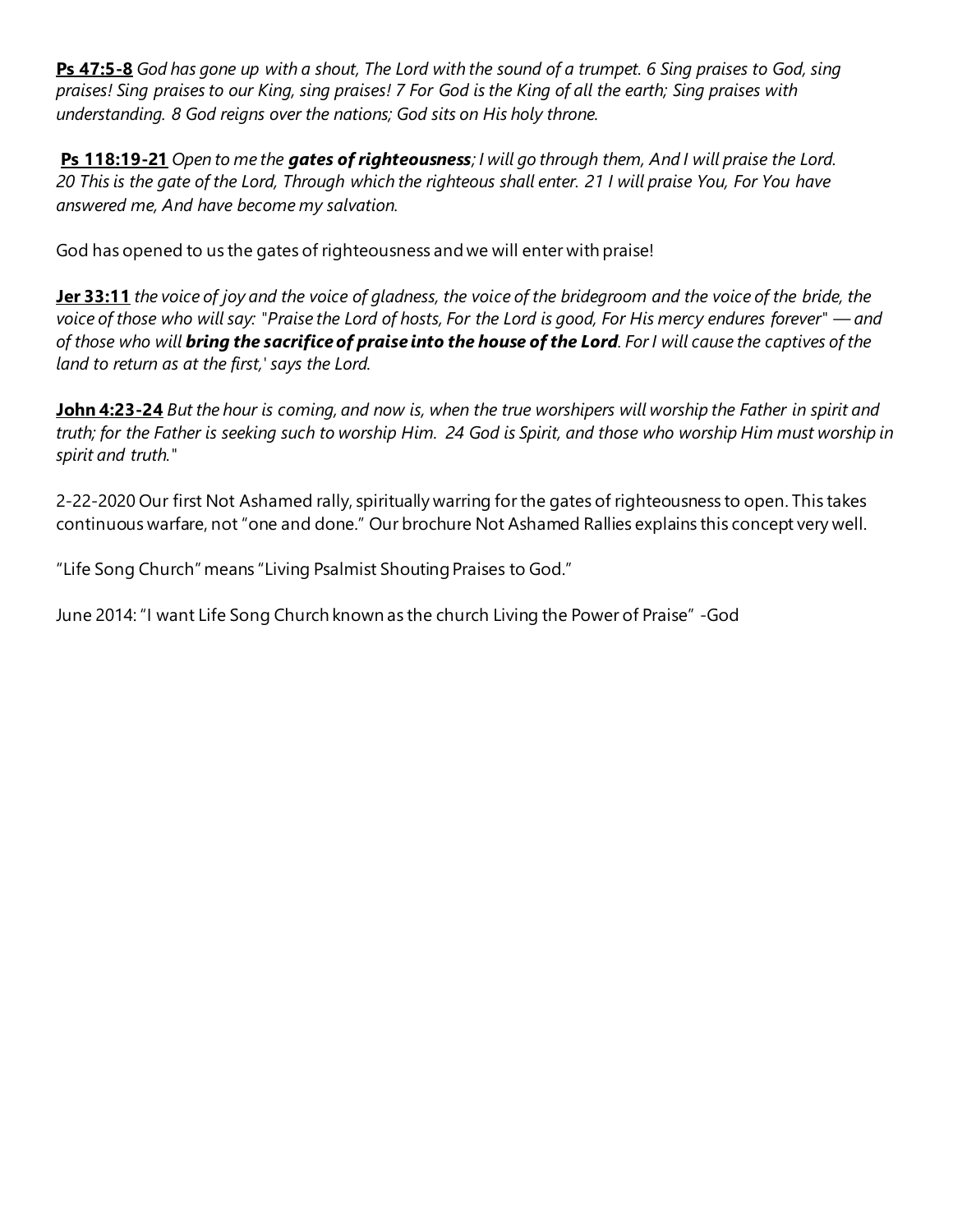**Ps 47:5-8** *God has gone up with a shout, The Lord with the sound of a trumpet. 6 Sing praises to God, sing praises! Sing praises to our King, sing praises! 7 For God is the King of all the earth; Sing praises with understanding. 8 God reigns over the nations; God sits on His holy throne.*

**Ps 118:19-21** *Open to me the* ***gates of righteousness****; I will go through them, And I will praise the Lord. 20 This is the gate of the Lord, Through which the righteous shall enter. 21 I will praise You, For You have answered me, And have become my salvation.*

God has opened to us the gates of righteousness and we will enter with praise!

**Jer 33:11** *the voice of joy and the voice of gladness, the voice of the bridegroom and the voice of the bride, the voice of those who will say: "Praise the Lord of hosts, For the Lord is good, For His mercy endures forever" — and of those who will* ***bring the sacrifice of praise into the house of the Lord****. For I will cause the captives of the land to return as at the first,' says the Lord.*

**John 4:23-24** *But the hour is coming, and now is, when the true worshipers will worship the Father in spirit and truth; for the Father is seeking such to worship Him. 24 God is Spirit, and those who worship Him must worship in spirit and truth."*

2-22-2020 Our first Not Ashamed rally, spiritually warring for the gates of righteousness to open. This takes continuous warfare, not "one and done." Our brochure Not Ashamed Rallies explains this concept very well.

"Life Song Church" means "Living Psalmist Shouting Praises to God."

June 2014: "I want Life Song Church known as the church Living the Power of Praise" -God